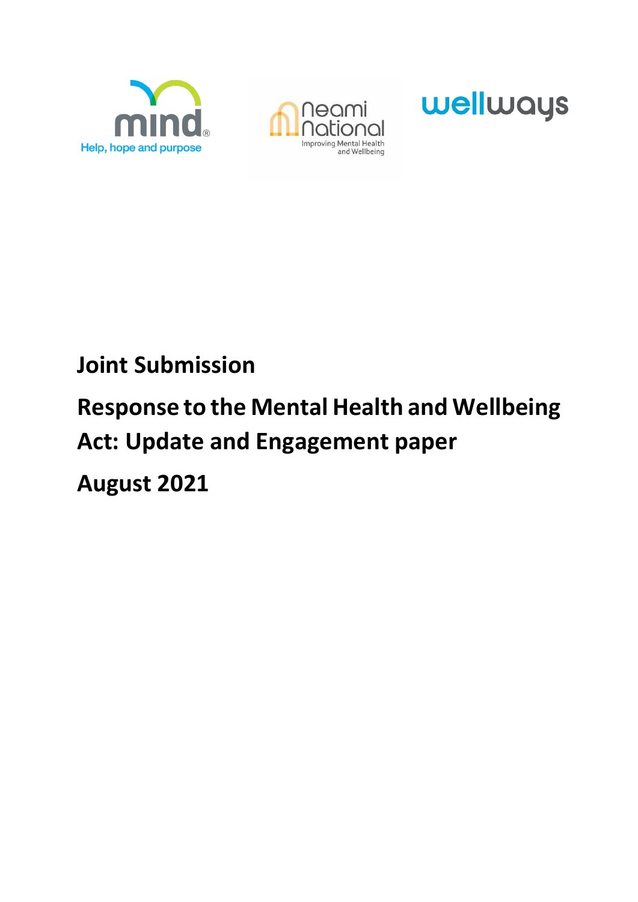mind

Help, hope and purpose

Neami National

Improving Mental Health and Wellbeing

wellways

# Joint Submission

# Response to the Mental Health and Wellbeing Act: Update and Engagement paper

# August 2021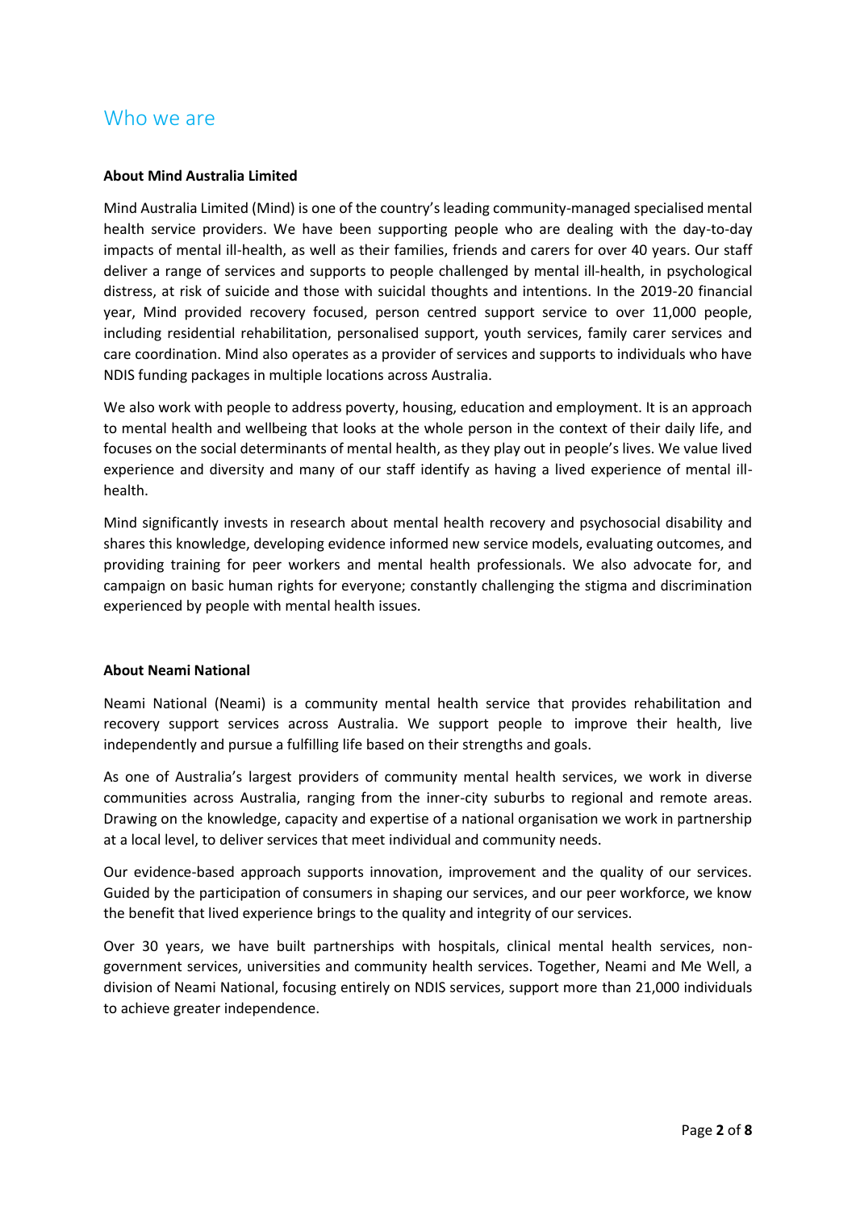## Who we are

**About Mind Australia Limited**

Mind Australia Limited (Mind) is one of the country's leading community-managed specialised mental health service providers. We have been supporting people who are dealing with the day-to-day impacts of mental ill-health, as well as their families, friends and carers for over 40 years. Our staff deliver a range of services and supports to people challenged by mental ill-health, in psychological distress, at risk of suicide and those with suicidal thoughts and intentions. In the 2019-20 financial year, Mind provided recovery focused, person centred support service to over 11,000 people, including residential rehabilitation, personalised support, youth services, family carer services and care coordination. Mind also operates as a provider of services and supports to individuals who have NDIS funding packages in multiple locations across Australia.

We also work with people to address poverty, housing, education and employment. It is an approach to mental health and wellbeing that looks at the whole person in the context of their daily life, and focuses on the social determinants of mental health, as they play out in people's lives. We value lived experience and diversity and many of our staff identify as having a lived experience of mental ill-health.

Mind significantly invests in research about mental health recovery and psychosocial disability and shares this knowledge, developing evidence informed new service models, evaluating outcomes, and providing training for peer workers and mental health professionals. We also advocate for, and campaign on basic human rights for everyone; constantly challenging the stigma and discrimination experienced by people with mental health issues.

**About Neami National**

Neami National (Neami) is a community mental health service that provides rehabilitation and recovery support services across Australia. We support people to improve their health, live independently and pursue a fulfilling life based on their strengths and goals.

As one of Australia's largest providers of community mental health services, we work in diverse communities across Australia, ranging from the inner-city suburbs to regional and remote areas. Drawing on the knowledge, capacity and expertise of a national organisation we work in partnership at a local level, to deliver services that meet individual and community needs.

Our evidence-based approach supports innovation, improvement and the quality of our services. Guided by the participation of consumers in shaping our services, and our peer workforce, we know the benefit that lived experience brings to the quality and integrity of our services.

Over 30 years, we have built partnerships with hospitals, clinical mental health services, non-government services, universities and community health services. Together, Neami and Me Well, a division of Neami National, focusing entirely on NDIS services, support more than 21,000 individuals to achieve greater independence.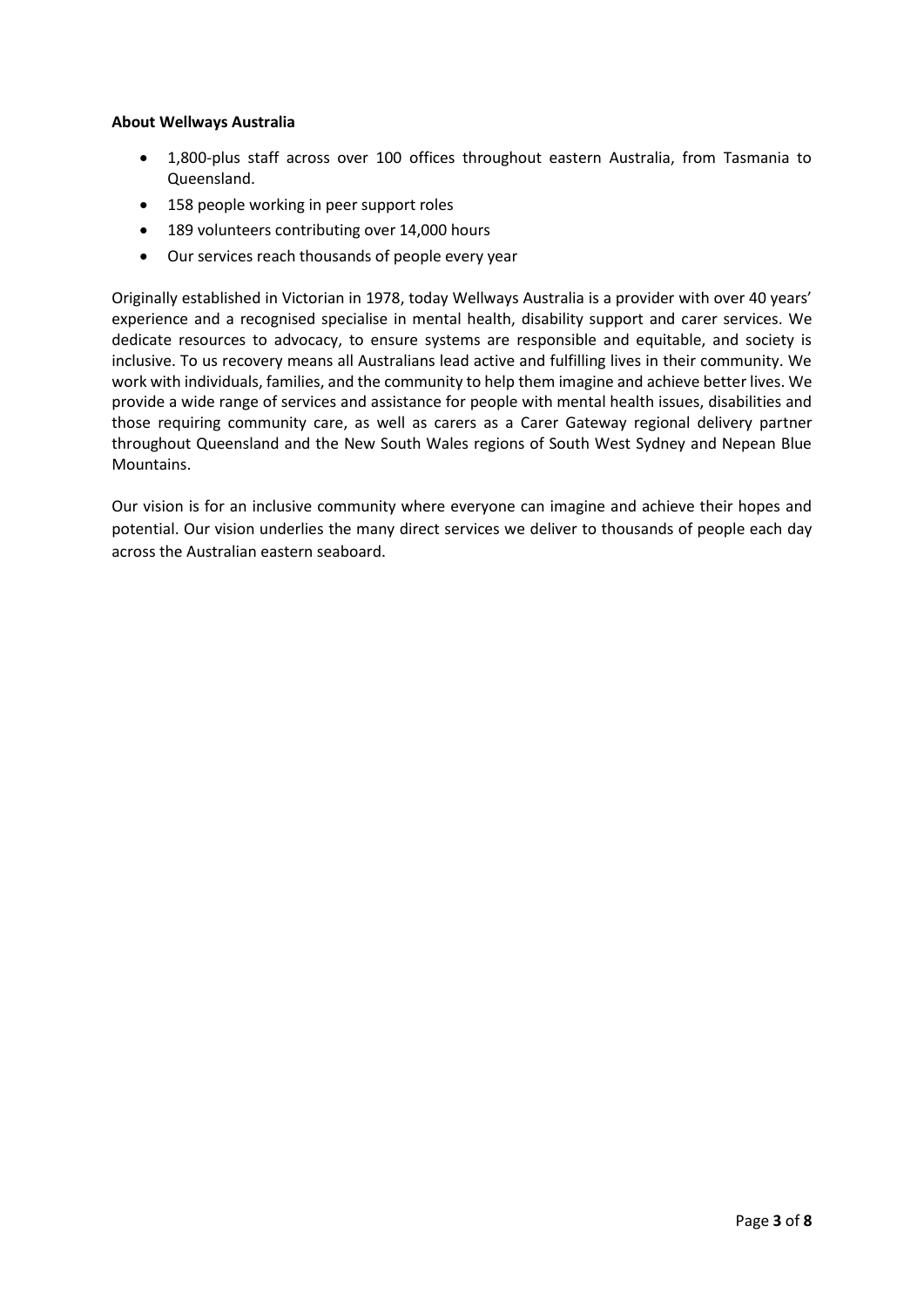**About Wellways Australia**

- 1,800-plus staff across over 100 offices throughout eastern Australia, from Tasmania to Queensland.
- 158 people working in peer support roles
- 189 volunteers contributing over 14,000 hours
- Our services reach thousands of people every year

Originally established in Victorian in 1978, today Wellways Australia is a provider with over 40 years' experience and a recognised specialise in mental health, disability support and carer services. We dedicate resources to advocacy, to ensure systems are responsible and equitable, and society is inclusive. To us recovery means all Australians lead active and fulfilling lives in their community. We work with individuals, families, and the community to help them imagine and achieve better lives. We provide a wide range of services and assistance for people with mental health issues, disabilities and those requiring community care, as well as carers as a Carer Gateway regional delivery partner throughout Queensland and the New South Wales regions of South West Sydney and Nepean Blue Mountains.

Our vision is for an inclusive community where everyone can imagine and achieve their hopes and potential. Our vision underlies the many direct services we deliver to thousands of people each day across the Australian eastern seaboard.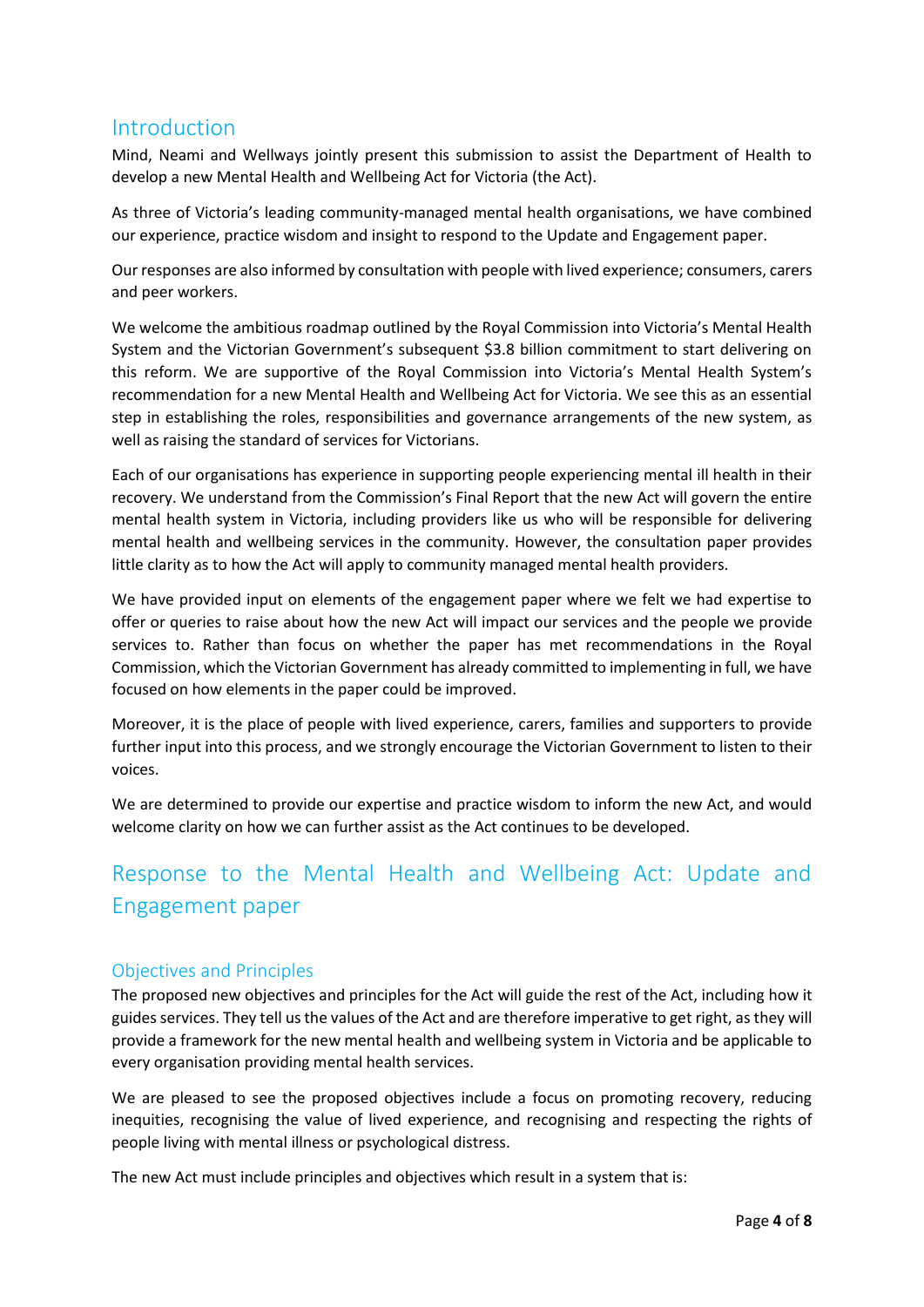## Introduction

Mind, Neami and Wellways jointly present this submission to assist the Department of Health to develop a new Mental Health and Wellbeing Act for Victoria (the Act).

As three of Victoria's leading community-managed mental health organisations, we have combined our experience, practice wisdom and insight to respond to the Update and Engagement paper.

Our responses are also informed by consultation with people with lived experience; consumers, carers and peer workers.

We welcome the ambitious roadmap outlined by the Royal Commission into Victoria's Mental Health System and the Victorian Government's subsequent $3.8 billion commitment to start delivering on this reform. We are supportive of the Royal Commission into Victoria's Mental Health System's recommendation for a new Mental Health and Wellbeing Act for Victoria. We see this as an essential step in establishing the roles, responsibilities and governance arrangements of the new system, as well as raising the standard of services for Victorians.

Each of our organisations has experience in supporting people experiencing mental ill health in their recovery. We understand from the Commission's Final Report that the new Act will govern the entire mental health system in Victoria, including providers like us who will be responsible for delivering mental health and wellbeing services in the community. However, the consultation paper provides little clarity as to how the Act will apply to community managed mental health providers.

We have provided input on elements of the engagement paper where we felt we had expertise to offer or queries to raise about how the new Act will impact our services and the people we provide services to. Rather than focus on whether the paper has met recommendations in the Royal Commission, which the Victorian Government has already committed to implementing in full, we have focused on how elements in the paper could be improved.

Moreover, it is the place of people with lived experience, carers, families and supporters to provide further input into this process, and we strongly encourage the Victorian Government to listen to their voices.

We are determined to provide our expertise and practice wisdom to inform the new Act, and would welcome clarity on how we can further assist as the Act continues to be developed.

## Response to the Mental Health and Wellbeing Act: Update and Engagement paper

### Objectives and Principles

The proposed new objectives and principles for the Act will guide the rest of the Act, including how it guides services. They tell us the values of the Act and are therefore imperative to get right, as they will provide a framework for the new mental health and wellbeing system in Victoria and be applicable to every organisation providing mental health services.

We are pleased to see the proposed objectives include a focus on promoting recovery, reducing inequities, recognising the value of lived experience, and recognising and respecting the rights of people living with mental illness or psychological distress.

The new Act must include principles and objectives which result in a system that is: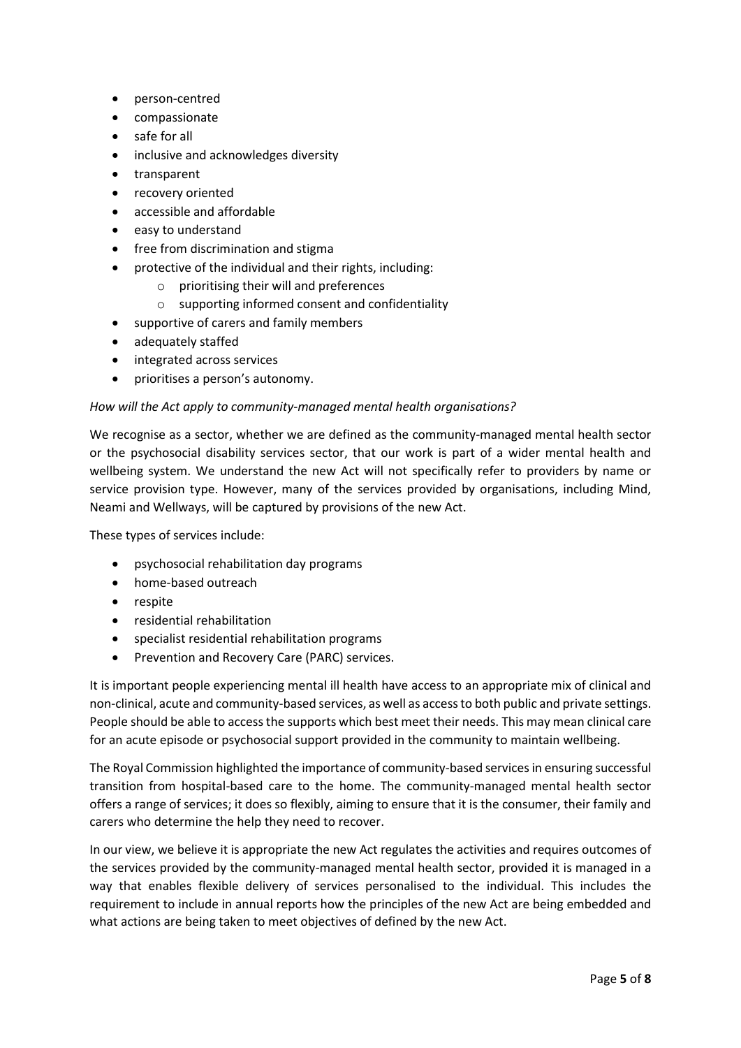- person-centred
- compassionate
- safe for all
- inclusive and acknowledges diversity
- transparent
- recovery oriented
- accessible and affordable
- easy to understand
- free from discrimination and stigma
- protective of the individual and their rights, including:
    - prioritising their will and preferences
    - supporting informed consent and confidentiality
- supportive of carers and family members
- adequately staffed
- integrated across services
- prioritises a person's autonomy.

*How will the Act apply to community-managed mental health organisations?*

We recognise as a sector, whether we are defined as the community-managed mental health sector or the psychosocial disability services sector, that our work is part of a wider mental health and wellbeing system. We understand the new Act will not specifically refer to providers by name or service provision type. However, many of the services provided by organisations, including Mind, Neami and Wellways, will be captured by provisions of the new Act.

These types of services include:

- psychosocial rehabilitation day programs
- home-based outreach
- respite
- residential rehabilitation
- specialist residential rehabilitation programs
- Prevention and Recovery Care (PARC) services.

It is important people experiencing mental ill health have access to an appropriate mix of clinical and non-clinical, acute and community-based services, as well as access to both public and private settings. People should be able to access the supports which best meet their needs. This may mean clinical care for an acute episode or psychosocial support provided in the community to maintain wellbeing.

The Royal Commission highlighted the importance of community-based services in ensuring successful transition from hospital-based care to the home. The community-managed mental health sector offers a range of services; it does so flexibly, aiming to ensure that it is the consumer, their family and carers who determine the help they need to recover.

In our view, we believe it is appropriate the new Act regulates the activities and requires outcomes of the services provided by the community-managed mental health sector, provided it is managed in a way that enables flexible delivery of services personalised to the individual. This includes the requirement to include in annual reports how the principles of the new Act are being embedded and what actions are being taken to meet objectives of defined by the new Act.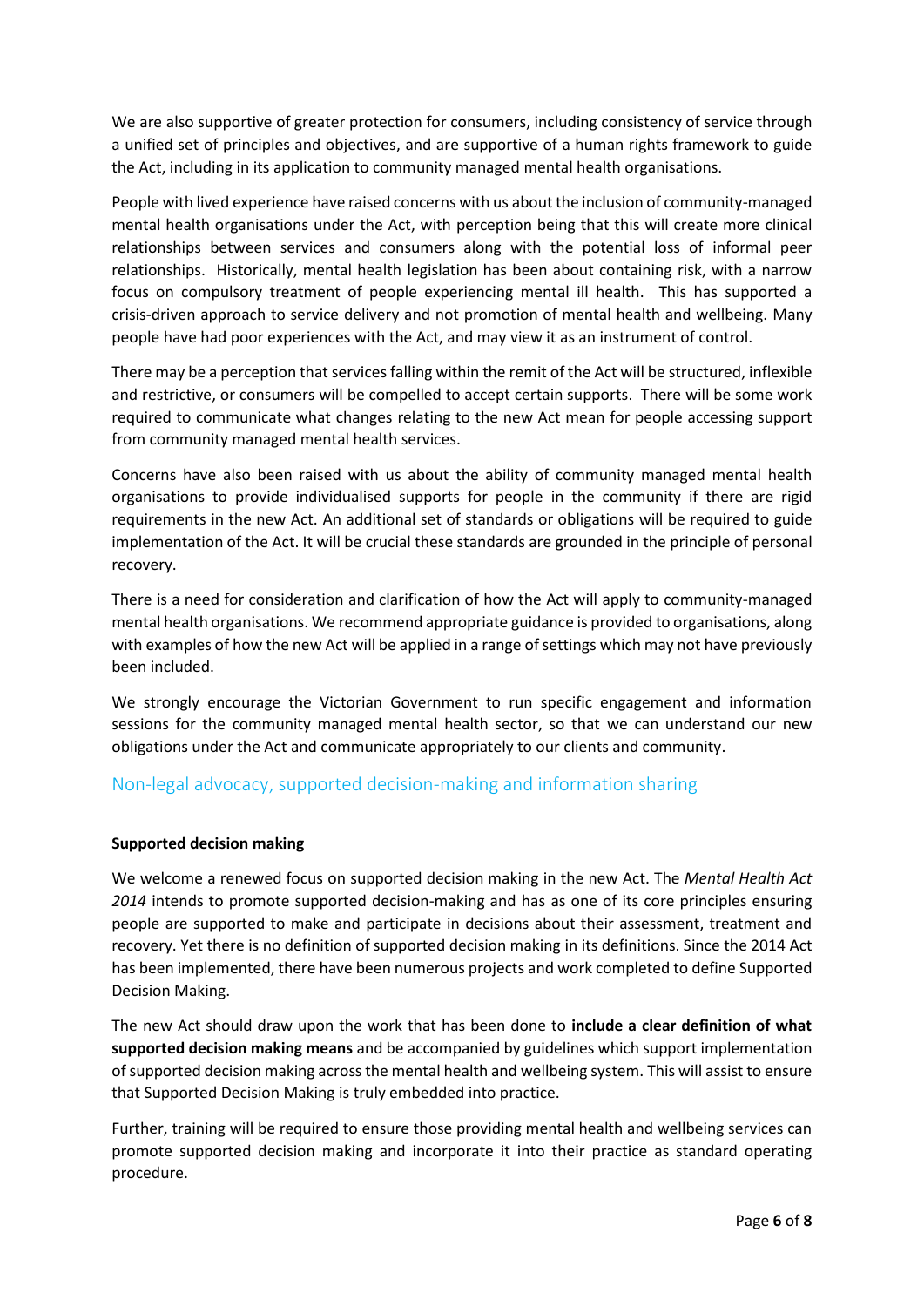We are also supportive of greater protection for consumers, including consistency of service through a unified set of principles and objectives, and are supportive of a human rights framework to guide the Act, including in its application to community managed mental health organisations.

People with lived experience have raised concerns with us about the inclusion of community-managed mental health organisations under the Act, with perception being that this will create more clinical relationships between services and consumers along with the potential loss of informal peer relationships. Historically, mental health legislation has been about containing risk, with a narrow focus on compulsory treatment of people experiencing mental ill health. This has supported a crisis-driven approach to service delivery and not promotion of mental health and wellbeing. Many people have had poor experiences with the Act, and may view it as an instrument of control.

There may be a perception that services falling within the remit of the Act will be structured, inflexible and restrictive, or consumers will be compelled to accept certain supports. There will be some work required to communicate what changes relating to the new Act mean for people accessing support from community managed mental health services.

Concerns have also been raised with us about the ability of community managed mental health organisations to provide individualised supports for people in the community if there are rigid requirements in the new Act. An additional set of standards or obligations will be required to guide implementation of the Act. It will be crucial these standards are grounded in the principle of personal recovery.

There is a need for consideration and clarification of how the Act will apply to community-managed mental health organisations. We recommend appropriate guidance is provided to organisations, along with examples of how the new Act will be applied in a range of settings which may not have previously been included.

We strongly encourage the Victorian Government to run specific engagement and information sessions for the community managed mental health sector, so that we can understand our new obligations under the Act and communicate appropriately to our clients and community.

## Non-legal advocacy, supported decision-making and information sharing

**Supported decision making**

We welcome a renewed focus on supported decision making in the new Act. The *Mental Health Act 2014* intends to promote supported decision-making and has as one of its core principles ensuring people are supported to make and participate in decisions about their assessment, treatment and recovery. Yet there is no definition of supported decision making in its definitions. Since the 2014 Act has been implemented, there have been numerous projects and work completed to define Supported Decision Making.

The new Act should draw upon the work that has been done to **include a clear definition of what supported decision making means** and be accompanied by guidelines which support implementation of supported decision making across the mental health and wellbeing system. This will assist to ensure that Supported Decision Making is truly embedded into practice.

Further, training will be required to ensure those providing mental health and wellbeing services can promote supported decision making and incorporate it into their practice as standard operating procedure.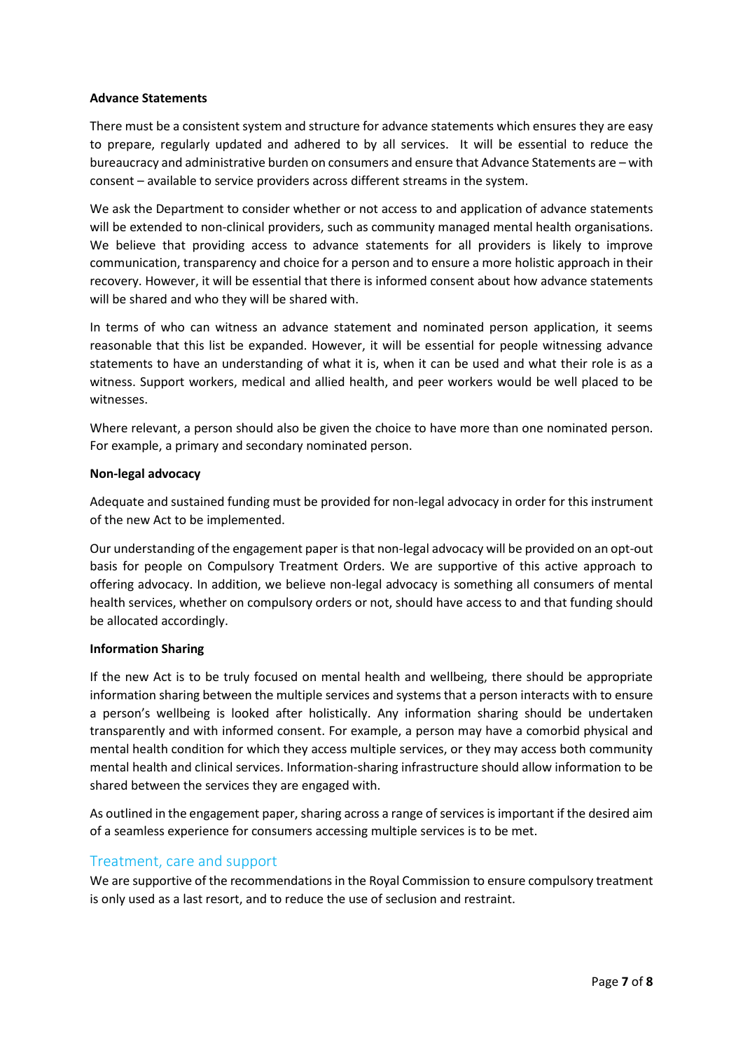**Advance Statements**

There must be a consistent system and structure for advance statements which ensures they are easy to prepare, regularly updated and adhered to by all services. It will be essential to reduce the bureaucracy and administrative burden on consumers and ensure that Advance Statements are – with consent – available to service providers across different streams in the system.

We ask the Department to consider whether or not access to and application of advance statements will be extended to non-clinical providers, such as community managed mental health organisations. We believe that providing access to advance statements for all providers is likely to improve communication, transparency and choice for a person and to ensure a more holistic approach in their recovery. However, it will be essential that there is informed consent about how advance statements will be shared and who they will be shared with.

In terms of who can witness an advance statement and nominated person application, it seems reasonable that this list be expanded. However, it will be essential for people witnessing advance statements to have an understanding of what it is, when it can be used and what their role is as a witness. Support workers, medical and allied health, and peer workers would be well placed to be witnesses.

Where relevant, a person should also be given the choice to have more than one nominated person. For example, a primary and secondary nominated person.

**Non-legal advocacy**

Adequate and sustained funding must be provided for non-legal advocacy in order for this instrument of the new Act to be implemented.

Our understanding of the engagement paper is that non-legal advocacy will be provided on an opt-out basis for people on Compulsory Treatment Orders. We are supportive of this active approach to offering advocacy. In addition, we believe non-legal advocacy is something all consumers of mental health services, whether on compulsory orders or not, should have access to and that funding should be allocated accordingly.

**Information Sharing**

If the new Act is to be truly focused on mental health and wellbeing, there should be appropriate information sharing between the multiple services and systems that a person interacts with to ensure a person's wellbeing is looked after holistically. Any information sharing should be undertaken transparently and with informed consent. For example, a person may have a comorbid physical and mental health condition for which they access multiple services, or they may access both community mental health and clinical services. Information-sharing infrastructure should allow information to be shared between the services they are engaged with.

As outlined in the engagement paper, sharing across a range of services is important if the desired aim of a seamless experience for consumers accessing multiple services is to be met.

## Treatment, care and support

We are supportive of the recommendations in the Royal Commission to ensure compulsory treatment is only used as a last resort, and to reduce the use of seclusion and restraint.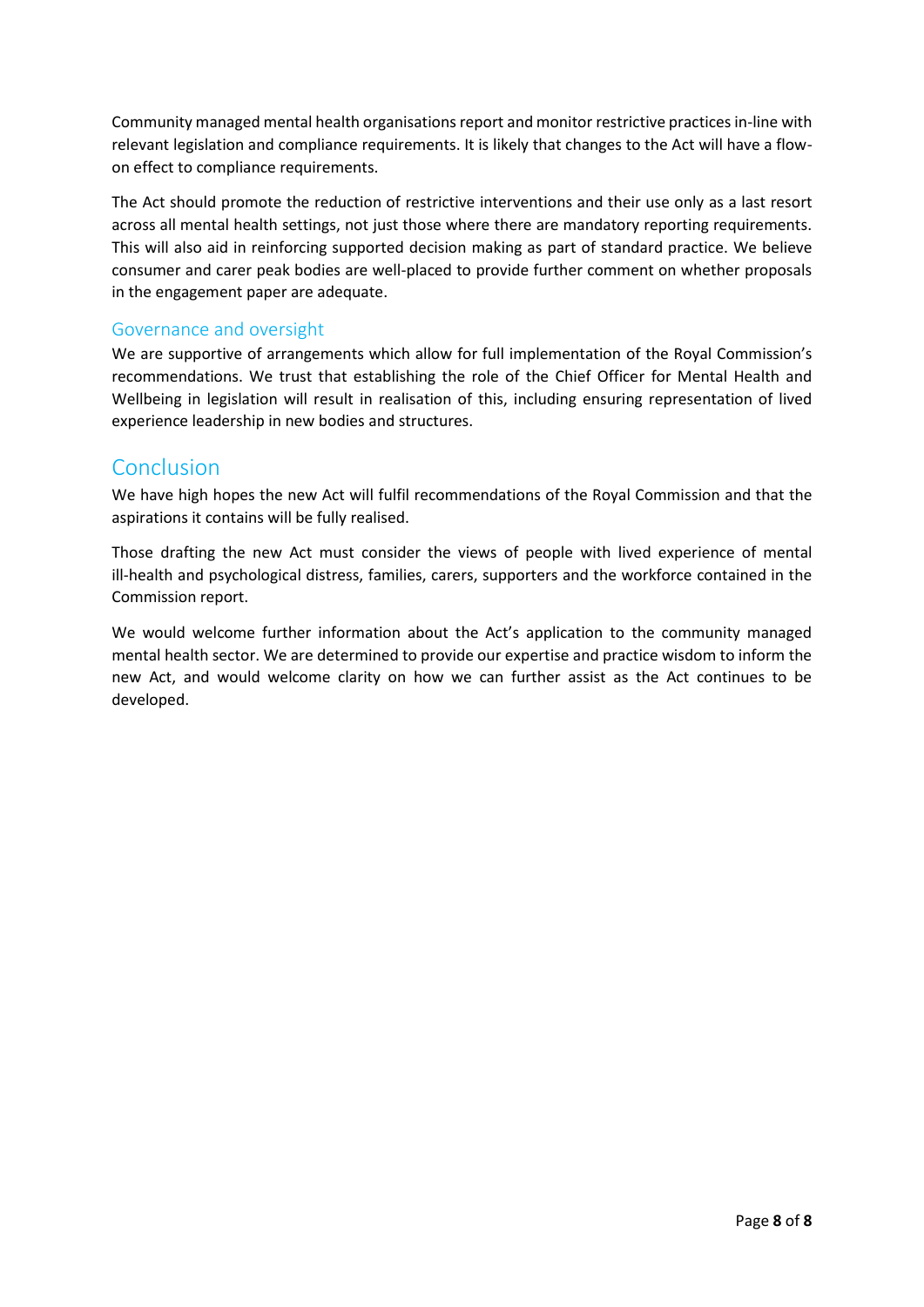Community managed mental health organisations report and monitor restrictive practices in-line with relevant legislation and compliance requirements. It is likely that changes to the Act will have a flow-on effect to compliance requirements.

The Act should promote the reduction of restrictive interventions and their use only as a last resort across all mental health settings, not just those where there are mandatory reporting requirements. This will also aid in reinforcing supported decision making as part of standard practice. We believe consumer and carer peak bodies are well-placed to provide further comment on whether proposals in the engagement paper are adequate.

### Governance and oversight

We are supportive of arrangements which allow for full implementation of the Royal Commission's recommendations. We trust that establishing the role of the Chief Officer for Mental Health and Wellbeing in legislation will result in realisation of this, including ensuring representation of lived experience leadership in new bodies and structures.

## Conclusion

We have high hopes the new Act will fulfil recommendations of the Royal Commission and that the aspirations it contains will be fully realised.

Those drafting the new Act must consider the views of people with lived experience of mental ill-health and psychological distress, families, carers, supporters and the workforce contained in the Commission report.

We would welcome further information about the Act's application to the community managed mental health sector. We are determined to provide our expertise and practice wisdom to inform the new Act, and would welcome clarity on how we can further assist as the Act continues to be developed.